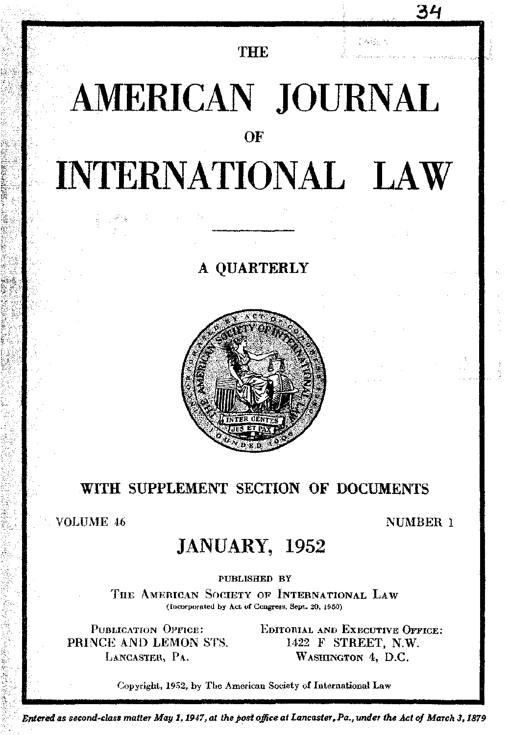THE

# AMERICAN JOURNAL

OF

# INTERNATIONAL LAW

A QUARTERLY

WITH SUPPLEMENT SECTION OF DOCUMENTS

VOLUME 46 NUMBER 1

## JANUARY, 1952

PUBLISHED BY

THE AMERICAN SOCIETY OF INTERNATIONAL LAW

(Incorporated by Act of Congress, Sept. 20, 1950)

PUBLICATION OFFICE:
PRINCE AND LEMON STS.
LANCASTER, PA.

EDITORIAL AND EXECUTIVE OFFICE:
1422 F STREET, N.W.
WASHINGTON 4, D.C.

Copyright, 1952, by The American Society of International Law

*Entered as second-class matter May 1, 1947, at the post office at Lancaster, Pa., under the Act of March 3, 1879*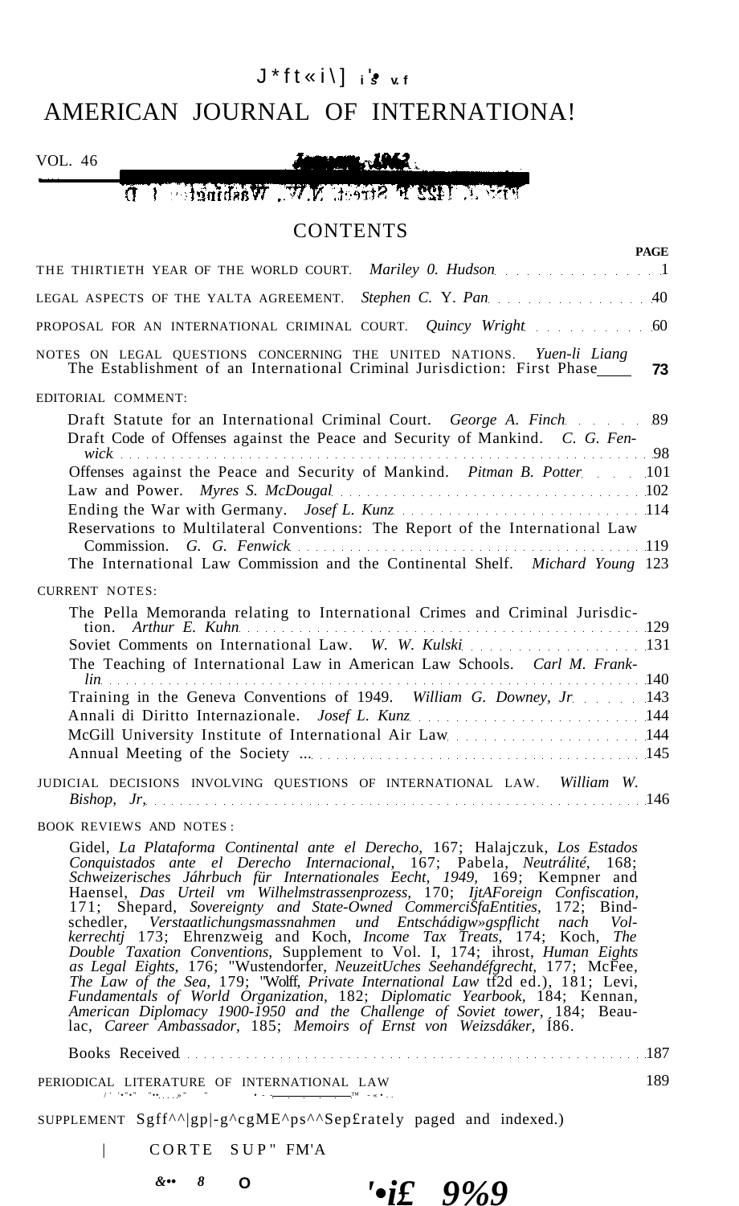J*ft«i\] i'$ v.f

# AMERICAN JOURNAL OF INTERNATIONA!

VOL. 46 January, 1952

## CONTENTS

| | PAGE |
|---|---|
| THE THIRTIETH YEAR OF THE WORLD COURT. *Mariley 0. Hudson* | 1 |
| LEGAL ASPECTS OF THE YALTA AGREEMENT. *Stephen C. Y. Pan* | 40 |
| PROPOSAL FOR AN INTERNATIONAL CRIMINAL COURT. *Quincy Wright* | 60 |
| NOTES ON LEGAL QUESTIONS CONCERNING THE UNITED NATIONS. *Yuen-li Liang* The Establishment of an International Criminal Jurisdiction: First Phase | 73 |
| EDITORIAL COMMENT: | |
| Draft Statute for an International Criminal Court. *George A. Finch* | 89 |
| Draft Code of Offenses against the Peace and Security of Mankind. *C. G. Fenwick* | 98 |
| Offenses against the Peace and Security of Mankind. *Pitman B. Potter* | 101 |
| Law and Power. *Myres S. McDougal* | 102 |
| Ending the War with Germany. *Josef L. Kunz* | 114 |
| Reservations to Multilateral Conventions: The Report of the International Law Commission. *G. G. Fenwick* | 119 |
| The International Law Commission and the Continental Shelf. *Michard Young* | 123 |
| CURRENT NOTES: | |
| The Pella Memoranda relating to International Crimes and Criminal Jurisdiction. *Arthur E. Kuhn* | 129 |
| Soviet Comments on International Law. *W. W. Kulski* | 131 |
| The Teaching of International Law in American Law Schools. *Carl M. Franklin* | 140 |
| Training in the Geneva Conventions of 1949. *William G. Downey, Jr* | 143 |
| Annali di Diritto Internazionale. *Josef L. Kunz* | 144 |
| McGill University Institute of International Air Law | 144 |
| Annual Meeting of the Society ... | 145 |
| JUDICIAL DECISIONS INVOLVING QUESTIONS OF INTERNATIONAL LAW. *William W. Bishop, Jr,* | 146 |

BOOK REVIEWS AND NOTES:

Gidel, *La Plataforma Continental ante el Derecho*, 167; Halajczuk, *Los Estados Conquistados ante el Derecho Internacional*, 167; Pabela, *Neutrálité*, 168; *Schweizerisches Jáhrbuch für Internationales Eecht, 1949,* 169; Kempner and Haensel, *Das Urteil vm Wilhelmstrassenprozess*, 170; *IjtAForeign Confiscation*, 171; Shepard, *Sovereignty and State-Owned CommerciSfaEntities*, 172; Bindschedler, *Verstaatlichungsmassnahmen und Entschádigw»gspflicht nach Volkerrechtj* 173; Ehrenzweig and Koch, *Income Tax Treats*, 174; Koch, *The Double Taxation Conventions*, Supplement to Vol. I, 174; ihrost, *Human Eights as Legal Eights,* 176; "Wustendorfer, *NeuzeitUches Seehandéfgrecht*, 177; McFee, *The Law of the Sea*, 179; "Wolff, *Private International Law* tf2d ed.), 181; Levi, *Fundamentals of World Organization*, 182; *Diplomatic Yearbook*, 184; Kennan, *American Diplomacy 1900-1950 and the Challenge of Soviet tower*, 184; Beaulac, *Career Ambassador*, 185; *Memoirs of Ernst von Weizsdáker*, 186.

| | |
|---|---|
| Books Received | 187 |
| PERIODICAL LITERATURE OF INTERNATIONAL LAW | 189 |

SUPPLEMENT Sgff^^|gp|-g^cgME^ps^^Sep£rately paged and indexed.)

| CORTE SUP" FM'A

&•• 8 O '•i£ 9%9